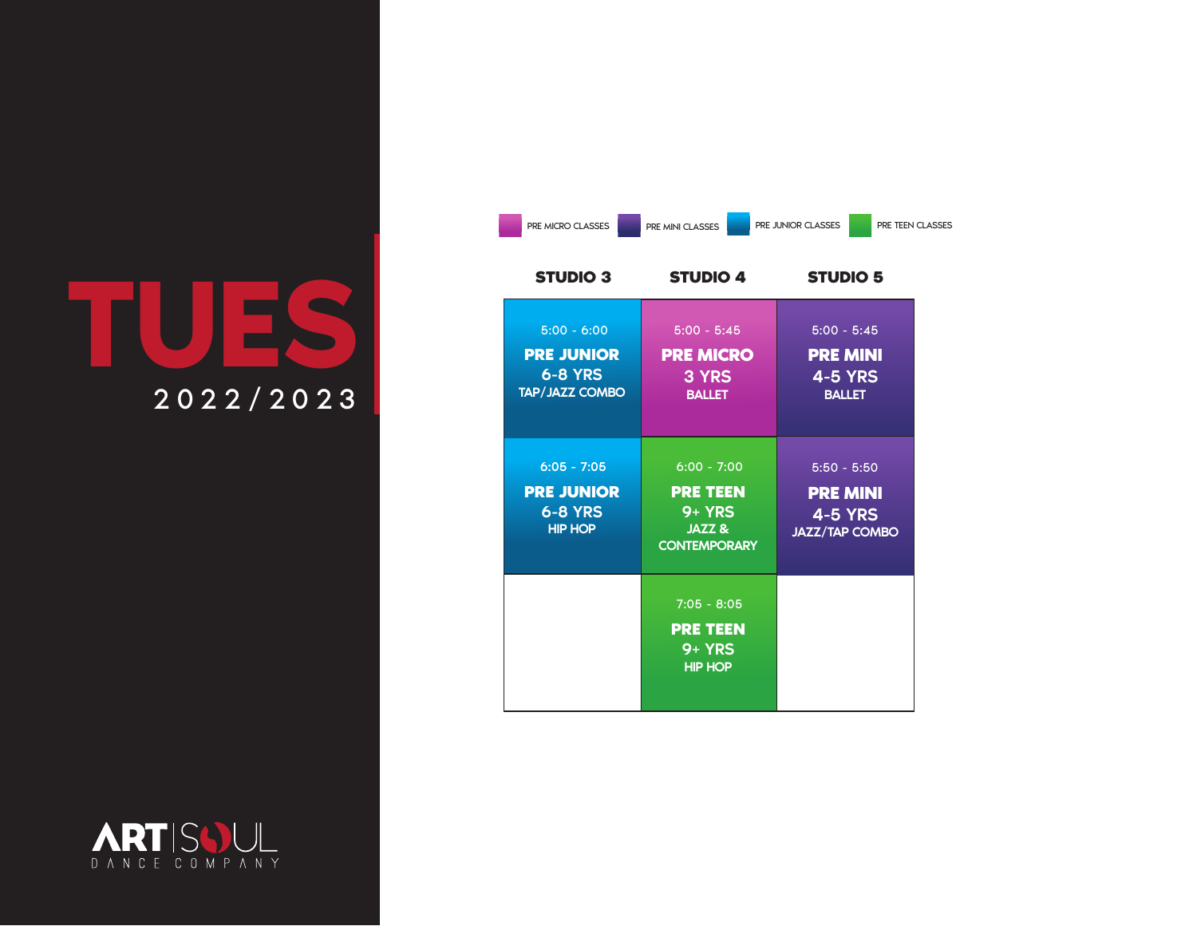# TUES

2022/2023

PRE MICRO CLASSES | PRE MINI CLASSES | PRE JUNIOR CLASSES | PRE TEEN CLASSES

| STUDIO 3 | STUDIO 4 | STUDIO 5 |
|---|---|---|
| 5:00 - 6:00 **PRE JUNIOR** 6-8 YRS TAP/JAZZ COMBO | 5:00 - 5:45 **PRE MICRO** 3 YRS BALLET | 5:00 - 5:45 **PRE MINI** 4-5 YRS BALLET |
| 6:05 - 7:05 **PRE JUNIOR** 6-8 YRS HIP HOP | 6:00 - 7:00 **PRE TEEN** 9+ YRS JAZZ & CONTEMPORARY | 5:50 - 5:50 **PRE MINI** 4-5 YRS JAZZ/TAP COMBO |
| | 7:05 - 8:05 **PRE TEEN** 9+ YRS HIP HOP | |

ART SOUL DANCE COMPANY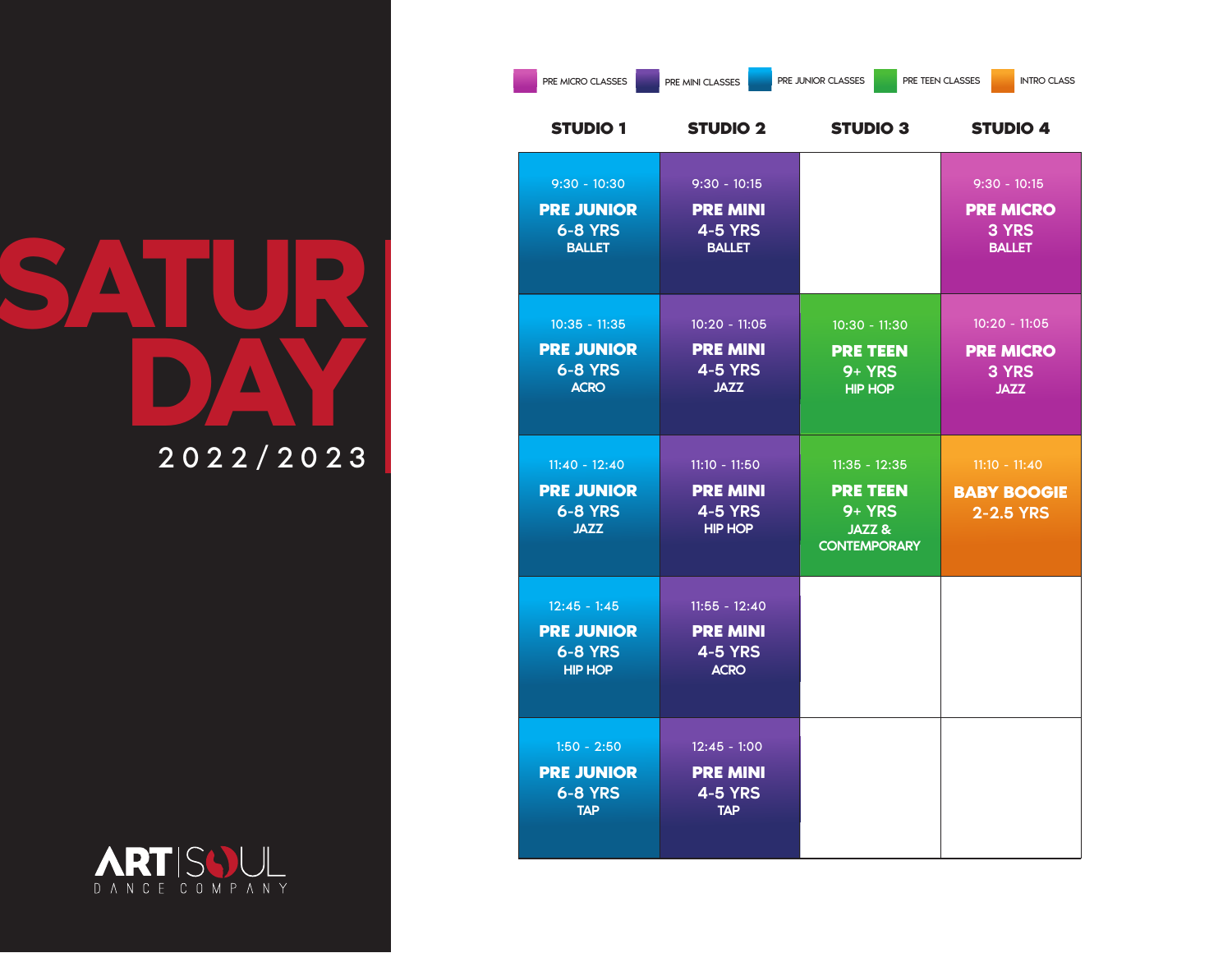# SATURDAY

2022/2023

PRE MICRO CLASSES | PRE MINI CLASSES | PRE JUNIOR CLASSES | PRE TEEN CLASSES | INTRO CLASS

| STUDIO 1 | STUDIO 2 | STUDIO 3 | STUDIO 4 |
|---|---|---|---|
| 9:30 - 10:30 **PRE JUNIOR** 6-8 YRS BALLET | 9:30 - 10:15 **PRE MINI** 4-5 YRS BALLET | | 9:30 - 10:15 **PRE MICRO** 3 YRS BALLET |
| 10:35 - 11:35 **PRE JUNIOR** 6-8 YRS ACRO | 10:20 - 11:05 **PRE MINI** 4-5 YRS JAZZ | 10:30 - 11:30 **PRE TEEN** 9+ YRS HIP HOP | 10:20 - 11:05 **PRE MICRO** 3 YRS JAZZ |
| 11:40 - 12:40 **PRE JUNIOR** 6-8 YRS JAZZ | 11:10 - 11:50 **PRE MINI** 4-5 YRS HIP HOP | 11:35 - 12:35 **PRE TEEN** 9+ YRS JAZZ & CONTEMPORARY | 11:10 - 11:40 **BABY BOOGIE** 2-2.5 YRS |
| 12:45 - 1:45 **PRE JUNIOR** 6-8 YRS HIP HOP | 11:55 - 12:40 **PRE MINI** 4-5 YRS ACRO | | |
| 1:50 - 2:50 **PRE JUNIOR** 6-8 YRS TAP | 12:45 - 1:00 **PRE MINI** 4-5 YRS TAP | | |

ART SOUL DANCE COMPANY